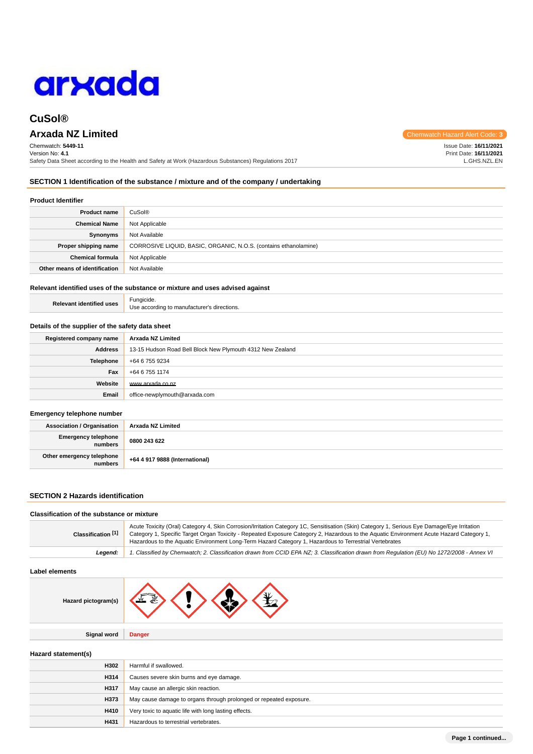arxada

# CuSol®

## Arxada NZ Limited

Chemwatch Hazard Alert Code: 3

Chemwatch: **5449-11**
Version No: **4.1**
Safety Data Sheet according to the Health and Safety at Work (Hazardous Substances) Regulations 2017

Issue Date: **16/11/2021**
Print Date: **16/11/2021**
L.GHS.NZL.EN

## SECTION 1 Identification of the substance / mixture and of the company / undertaking

### Product Identifier

| | |
|---|---|
| **Product name** | CuSol® |
| **Chemical Name** | Not Applicable |
| **Synonyms** | Not Available |
| **Proper shipping name** | CORROSIVE LIQUID, BASIC, ORGANIC, N.O.S. (contains ethanolamine) |
| **Chemical formula** | Not Applicable |
| **Other means of identification** | Not Available |

### Relevant identified uses of the substance or mixture and uses advised against

| | |
|---|---|
| **Relevant identified uses** | Fungicide.<br>Use according to manufacturer's directions. |

### Details of the supplier of the safety data sheet

| | |
|---|---|
| **Registered company name** | **Arxada NZ Limited** |
| **Address** | 13-15 Hudson Road Bell Block New Plymouth 4312 New Zealand |
| **Telephone** | +64 6 755 9234 |
| **Fax** | +64 6 755 1174 |
| **Website** | www.arxada.co.nz |
| **Email** | office-newplymouth@arxada.com |

### Emergency telephone number

| | |
|---|---|
| **Association / Organisation** | **Arxada NZ Limited** |
| **Emergency telephone numbers** | **0800 243 622** |
| **Other emergency telephone numbers** | **+64 4 917 9888 (International)** |

## SECTION 2 Hazards identification

### Classification of the substance or mixture

| | |
|---|---|
| **Classification [1]** | Acute Toxicity (Oral) Category 4, Skin Corrosion/Irritation Category 1C, Sensitisation (Skin) Category 1, Serious Eye Damage/Eye Irritation Category 1, Specific Target Organ Toxicity - Repeated Exposure Category 2, Hazardous to the Aquatic Environment Acute Hazard Category 1, Hazardous to the Aquatic Environment Long-Term Hazard Category 1, Hazardous to Terrestrial Vertebrates |
| ***Legend:*** | *1. Classified by Chemwatch; 2. Classification drawn from CCID EPA NZ; 3. Classification drawn from Regulation (EU) No 1272/2008 - Annex VI* |

### Label elements

| | |
|---|---|
| **Hazard pictogram(s)** | |
| **Signal word** | **Danger** |

### Hazard statement(s)

| | |
|---|---|
| **H302** | Harmful if swallowed. |
| **H314** | Causes severe skin burns and eye damage. |
| **H317** | May cause an allergic skin reaction. |
| **H373** | May cause damage to organs through prolonged or repeated exposure. |
| **H410** | Very toxic to aquatic life with long lasting effects. |
| **H431** | Hazardous to terrestrial vertebrates. |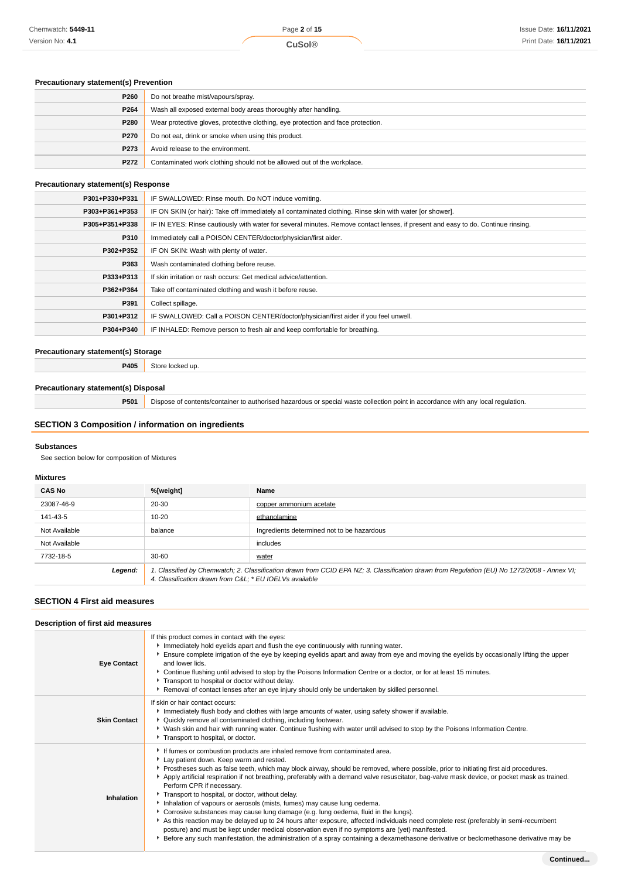### Precautionary statement(s) Prevention

| | |
|---|---|
| **P260** | Do not breathe mist/vapours/spray. |
| **P264** | Wash all exposed external body areas thoroughly after handling. |
| **P280** | Wear protective gloves, protective clothing, eye protection and face protection. |
| **P270** | Do not eat, drink or smoke when using this product. |
| **P273** | Avoid release to the environment. |
| **P272** | Contaminated work clothing should not be allowed out of the workplace. |

### Precautionary statement(s) Response

| | |
|---|---|
| **P301+P330+P331** | IF SWALLOWED: Rinse mouth. Do NOT induce vomiting. |
| **P303+P361+P353** | IF ON SKIN (or hair): Take off immediately all contaminated clothing. Rinse skin with water [or shower]. |
| **P305+P351+P338** | IF IN EYES: Rinse cautiously with water for several minutes. Remove contact lenses, if present and easy to do. Continue rinsing. |
| **P310** | Immediately call a POISON CENTER/doctor/physician/first aider. |
| **P302+P352** | IF ON SKIN: Wash with plenty of water. |
| **P363** | Wash contaminated clothing before reuse. |
| **P333+P313** | If skin irritation or rash occurs: Get medical advice/attention. |
| **P362+P364** | Take off contaminated clothing and wash it before reuse. |
| **P391** | Collect spillage. |
| **P301+P312** | IF SWALLOWED: Call a POISON CENTER/doctor/physician/first aider if you feel unwell. |
| **P304+P340** | IF INHALED: Remove person to fresh air and keep comfortable for breathing. |

### Precautionary statement(s) Storage

| | |
|---|---|
| **P405** | Store locked up. |

### Precautionary statement(s) Disposal

| | |
|---|---|
| **P501** | Dispose of contents/container to authorised hazardous or special waste collection point in accordance with any local regulation. |

## SECTION 3 Composition / information on ingredients

### Substances

See section below for composition of Mixtures

### Mixtures

| CAS No | %[weight] | Name |
|---|---|---|
| 23087-46-9 | 20-30 | copper ammonium acetate |
| 141-43-5 | 10-20 | ethanolamine |
| Not Available | balance | Ingredients determined not to be hazardous |
| Not Available | | includes |
| 7732-18-5 | 30-60 | water |
| ***Legend:*** | *1. Classified by Chemwatch; 2. Classification drawn from CCID EPA NZ; 3. Classification drawn from Regulation (EU) No 1272/2008 - Annex VI; 4. Classification drawn from C&L; * EU IOELVs available* | |

## SECTION 4 First aid measures

### Description of first aid measures

| | |
|---|---|
| **Eye Contact** | If this product comes in contact with the eyes:<br>▸ Immediately hold eyelids apart and flush the eye continuously with running water.<br>▸ Ensure complete irrigation of the eye by keeping eyelids apart and away from eye and moving the eyelids by occasionally lifting the upper and lower lids.<br>▸ Continue flushing until advised to stop by the Poisons Information Centre or a doctor, or for at least 15 minutes.<br>▸ Transport to hospital or doctor without delay.<br>▸ Removal of contact lenses after an eye injury should only be undertaken by skilled personnel. |
| **Skin Contact** | If skin or hair contact occurs:<br>▸ Immediately flush body and clothes with large amounts of water, using safety shower if available.<br>▸ Quickly remove all contaminated clothing, including footwear.<br>▸ Wash skin and hair with running water. Continue flushing with water until advised to stop by the Poisons Information Centre.<br>▸ Transport to hospital, or doctor. |
| **Inhalation** | ▸ If fumes or combustion products are inhaled remove from contaminated area.<br>▸ Lay patient down. Keep warm and rested.<br>▸ Prostheses such as false teeth, which may block airway, should be removed, where possible, prior to initiating first aid procedures.<br>▸ Apply artificial respiration if not breathing, preferably with a demand valve resuscitator, bag-valve mask device, or pocket mask as trained. Perform CPR if necessary.<br>▸ Transport to hospital, or doctor, without delay.<br>▸ Inhalation of vapours or aerosols (mists, fumes) may cause lung oedema.<br>▸ Corrosive substances may cause lung damage (e.g. lung oedema, fluid in the lungs).<br>▸ As this reaction may be delayed up to 24 hours after exposure, affected individuals need complete rest (preferably in semi-recumbent posture) and must be kept under medical observation even if no symptoms are (yet) manifested.<br>▸ Before any such manifestation, the administration of a spray containing a dexamethasone derivative or beclomethasone derivative may be |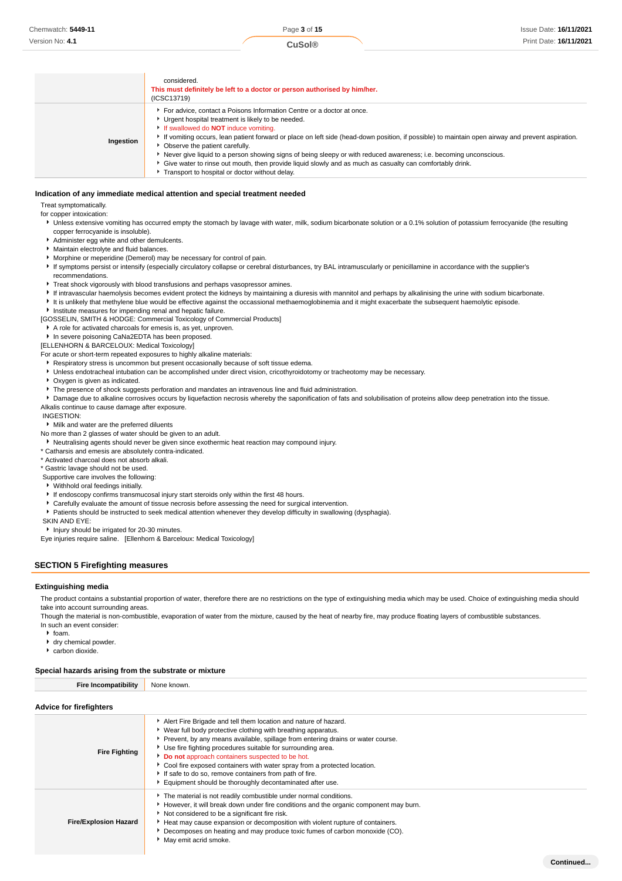| | |
|---|---|
| | considered.<br>**This must definitely be left to a doctor or person authorised by him/her.**<br>(ICSC13719) |
| **Ingestion** | ▸ For advice, contact a Poisons Information Centre or a doctor at once.<br>▸ Urgent hospital treatment is likely to be needed.<br>▸ If swallowed do **NOT** induce vomiting.<br>▸ If vomiting occurs, lean patient forward or place on left side (head-down position, if possible) to maintain open airway and prevent aspiration.<br>▸ Observe the patient carefully.<br>▸ Never give liquid to a person showing signs of being sleepy or with reduced awareness; i.e. becoming unconscious.<br>▸ Give water to rinse out mouth, then provide liquid slowly and as much as casualty can comfortably drink.<br>▸ Transport to hospital or doctor without delay. |

### Indication of any immediate medical attention and special treatment needed

Treat symptomatically.
for copper intoxication:

- Unless extensive vomiting has occurred empty the stomach by lavage with water, milk, sodium bicarbonate solution or a 0.1% solution of potassium ferrocyanide (the resulting copper ferrocyanide is insoluble).
- Administer egg white and other demulcents.
- Maintain electrolyte and fluid balances.
- Morphine or meperidine (Demerol) may be necessary for control of pain.
- If symptoms persist or intensify (especially circulatory collapse or cerebral disturbances, try BAL intramuscularly or penicillamine in accordance with the supplier's recommendations.
- Treat shock vigorously with blood transfusions and perhaps vasopressor amines.
- If intravascular haemolysis becomes evident protect the kidneys by maintaining a diuresis with mannitol and perhaps by alkalinising the urine with sodium bicarbonate.
- It is unlikely that methylene blue would be effective against the occassional methaemoglobinemia and it might exacerbate the subsequent haemolytic episode.
- Institute measures for impending renal and hepatic failure.

[GOSSELIN, SMITH & HODGE: Commercial Toxicology of Commercial Products]

- A role for activated charcoals for emesis is, as yet, unproven.
- In severe poisoning CaNa2EDTA has been proposed.

[ELLENHORN & BARCELOUX: Medical Toxicology]
For acute or short-term repeated exposures to highly alkaline materials:

- Respiratory stress is uncommon but present occasionally because of soft tissue edema.
- Unless endotracheal intubation can be accomplished under direct vision, cricothyroidotomy or tracheotomy may be necessary.
- Oxygen is given as indicated.
- The presence of shock suggests perforation and mandates an intravenous line and fluid administration.
- Damage due to alkaline corrosives occurs by liquefaction necrosis whereby the saponification of fats and solubilisation of proteins allow deep penetration into the tissue.

Alkalis continue to cause damage after exposure.
INGESTION:

- Milk and water are the preferred diluents

No more than 2 glasses of water should be given to an adult.

- Neutralising agents should never be given since exothermic heat reaction may compound injury.

* Catharsis and emesis are absolutely contra-indicated.
* Activated charcoal does not absorb alkali.
* Gastric lavage should not be used.

Supportive care involves the following:

- Withhold oral feedings initially.
- If endoscopy confirms transmucosal injury start steroids only within the first 48 hours.
- Carefully evaluate the amount of tissue necrosis before assessing the need for surgical intervention.
- Patients should be instructed to seek medical attention whenever they develop difficulty in swallowing (dysphagia).

SKIN AND EYE:

- Injury should be irrigated for 20-30 minutes.

Eye injuries require saline. [Ellenhorn & Barceloux: Medical Toxicology]

## SECTION 5 Firefighting measures

### Extinguishing media

The product contains a substantial proportion of water, therefore there are no restrictions on the type of extinguishing media which may be used. Choice of extinguishing media should take into account surrounding areas.
Though the material is non-combustible, evaporation of water from the mixture, caused by the heat of nearby fire, may produce floating layers of combustible substances.
In such an event consider:

- foam.
- dry chemical powder.
- carbon dioxide.

### Special hazards arising from the substrate or mixture

| | |
|---|---|
| **Fire Incompatibility** | None known. |

### Advice for firefighters

| | |
|---|---|
| **Fire Fighting** | ▸ Alert Fire Brigade and tell them location and nature of hazard.<br>▸ Wear full body protective clothing with breathing apparatus.<br>▸ Prevent, by any means available, spillage from entering drains or water course.<br>▸ Use fire fighting procedures suitable for surrounding area.<br>▸ **Do not** approach containers suspected to be hot.<br>▸ Cool fire exposed containers with water spray from a protected location.<br>▸ If safe to do so, remove containers from path of fire.<br>▸ Equipment should be thoroughly decontaminated after use. |
| **Fire/Explosion Hazard** | ▸ The material is not readily combustible under normal conditions.<br>▸ However, it will break down under fire conditions and the organic component may burn.<br>▸ Not considered to be a significant fire risk.<br>▸ Heat may cause expansion or decomposition with violent rupture of containers.<br>▸ Decomposes on heating and may produce toxic fumes of carbon monoxide (CO).<br>▸ May emit acrid smoke. |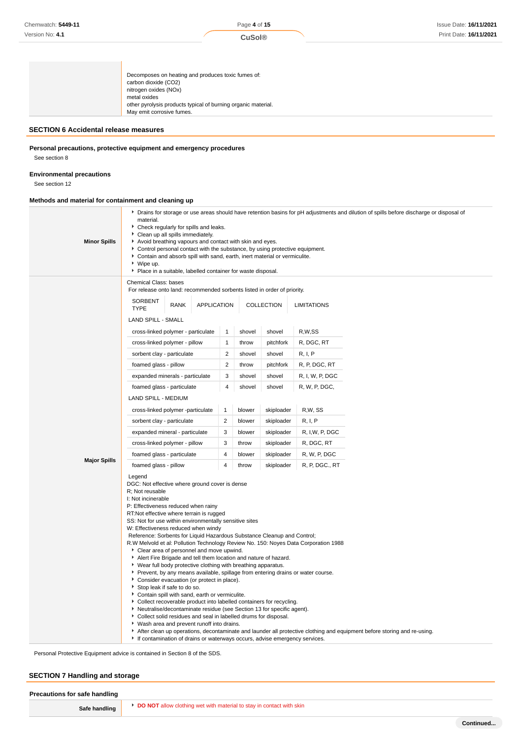| | |
|---|---|
| | Decomposes on heating and produces toxic fumes of:<br>carbon dioxide ($CO_2$)<br>nitrogen oxides ($NO_x$)<br>metal oxides<br>other pyrolysis products typical of burning organic material.<br>May emit corrosive fumes. |

## SECTION 6 Accidental release measures

### Personal precautions, protective equipment and emergency procedures

See section 8

### Environmental precautions

See section 12

### Methods and material for containment and cleaning up

**Minor Spills**

- Drains for storage or use areas should have retention basins for pH adjustments and dilution of spills before discharge or disposal of material.
- Check regularly for spills and leaks.
- Clean up all spills immediately.
- Avoid breathing vapours and contact with skin and eyes.
- Control personal contact with the substance, by using protective equipment.
- Contain and absorb spill with sand, earth, inert material or vermiculite.
- Wipe up.
- Place in a suitable, labelled container for waste disposal.

**Major Spills**

Chemical Class: bases
For release onto land: recommended sorbents listed in order of priority.

| SORBENT TYPE | RANK | APPLICATION | COLLECTION | LIMITATIONS |
|---|---|---|---|---|
| LAND SPILL - SMALL | | | | |
| cross-linked polymer - particulate | 1 | shovel | shovel | R,W,SS |
| cross-linked polymer - pillow | 1 | throw | pitchfork | R, DGC, RT |
| sorbent clay - particulate | 2 | shovel | shovel | R, I, P |
| foamed glass - pillow | 2 | throw | pitchfork | R, P, DGC, RT |
| expanded minerals - particulate | 3 | shovel | shovel | R, I, W, P, DGC |
| foamed glass - particulate | 4 | shovel | shovel | R, W, P, DGC, |
| LAND SPILL - MEDIUM | | | | |
| cross-linked polymer -particulate | 1 | blower | skiploader | R,W, SS |
| sorbent clay - particulate | 2 | blower | skiploader | R, I, P |
| expanded mineral - particulate | 3 | blower | skiploader | R, I,W, P, DGC |
| cross-linked polymer - pillow | 3 | throw | skiploader | R, DGC, RT |
| foamed glass - particulate | 4 | blower | skiploader | R, W, P, DGC |
| foamed glass - pillow | 4 | throw | skiploader | R, P, DGC., RT |

Legend
DGC: Not effective where ground cover is dense
R; Not reusable
I: Not incinerable
P: Effectiveness reduced when rainy
RT:Not effective where terrain is rugged
SS: Not for use within environmentally sensitive sites
W: Effectiveness reduced when windy
Reference: Sorbents for Liquid Hazardous Substance Cleanup and Control;
R.W Melvold et al: Pollution Technology Review No. 150: Noyes Data Corporation 1988

- Clear area of personnel and move upwind.
- Alert Fire Brigade and tell them location and nature of hazard.
- Wear full body protective clothing with breathing apparatus.
- Prevent, by any means available, spillage from entering drains or water course.
- Consider evacuation (or protect in place).
- Stop leak if safe to do so.
- Contain spill with sand, earth or vermiculite.
- Collect recoverable product into labelled containers for recycling.
- Neutralise/decontaminate residue (see Section 13 for specific agent).
- Collect solid residues and seal in labelled drums for disposal.
- Wash area and prevent runoff into drains.
- After clean up operations, decontaminate and launder all protective clothing and equipment before storing and re-using.
- If contamination of drains or waterways occurs, advise emergency services.

Personal Protective Equipment advice is contained in Section 8 of the SDS.

## SECTION 7 Handling and storage

### Precautions for safe handling

**Safe handling**

- **DO NOT** allow clothing wet with material to stay in contact with skin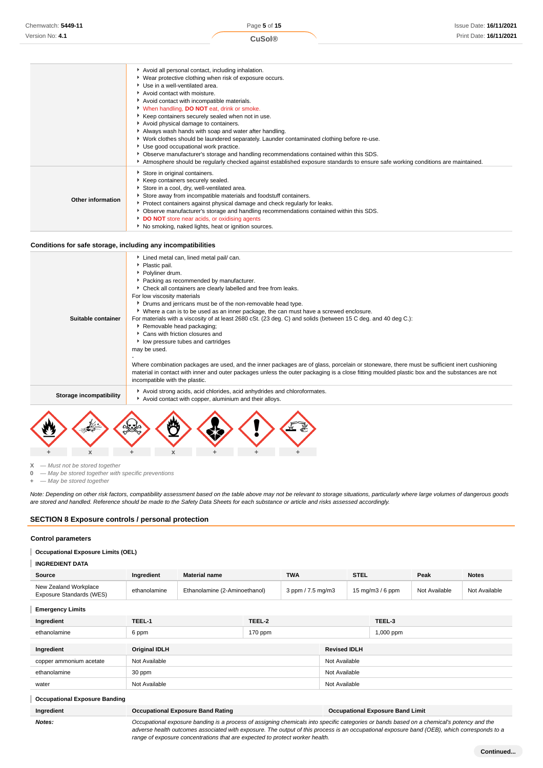| | |
|---|---|
| | - Avoid all personal contact, including inhalation.<br>- Wear protective clothing when risk of exposure occurs.<br>- Use in a well-ventilated area.<br>- Avoid contact with moisture.<br>- Avoid contact with incompatible materials.<br>- When handling, **DO NOT** eat, drink or smoke.<br>- Keep containers securely sealed when not in use.<br>- Avoid physical damage to containers.<br>- Always wash hands with soap and water after handling.<br>- Work clothes should be laundered separately. Launder contaminated clothing before re-use.<br>- Use good occupational work practice.<br>- Observe manufacturer's storage and handling recommendations contained within this SDS.<br>- Atmosphere should be regularly checked against established exposure standards to ensure safe working conditions are maintained. |
| **Other information** | - Store in original containers.<br>- Keep containers securely sealed.<br>- Store in a cool, dry, well-ventilated area.<br>- Store away from incompatible materials and foodstuff containers.<br>- Protect containers against physical damage and check regularly for leaks.<br>- Observe manufacturer's storage and handling recommendations contained within this SDS.<br>- **DO NOT** store near acids, or oxidising agents<br>- No smoking, naked lights, heat or ignition sources. |

### Conditions for safe storage, including any incompatibilities

| | |
|---|---|
| **Suitable container** | - Lined metal can, lined metal pail/ can.<br>- Plastic pail.<br>- Polyliner drum.<br>- Packing as recommended by manufacturer.<br>- Check all containers are clearly labelled and free from leaks.<br>For low viscosity materials<br>- Drums and jerricans must be of the non-removable head type.<br>- Where a can is to be used as an inner package, the can must have a screwed enclosure.<br>For materials with a viscosity of at least 2680 cSt. (23 deg. C) and solids (between 15 C deg. and 40 deg C.):<br>- Removable head packaging;<br>- Cans with friction closures and<br>- low pressure tubes and cartridges<br>may be used.<br>-<br>Where combination packages are used, and the inner packages are of glass, porcelain or stoneware, there must be sufficient inert cushioning material in contact with inner and outer packages unless the outer packaging is a close fitting moulded plastic box and the substances are not incompatible with the plastic. |
| **Storage incompatibility** | - Avoid strong acids, acid chlorides, acid anhydrides and chloroformates.<br>- Avoid contact with copper, aluminium and their alloys. |

| + | x | + | x | + | + | + |
|---|---|---|---|---|---|---|

**X** — *Must not be stored together*
**0** — *May be stored together with specific preventions*
**+** — *May be stored together*

*Note: Depending on other risk factors, compatibility assessment based on the table above may not be relevant to storage situations, particularly where large volumes of dangerous goods are stored and handled. Reference should be made to the Safety Data Sheets for each substance or article and risks assessed accordingly.*

## SECTION 8 Exposure controls / personal protection

### Control parameters

#### Occupational Exposure Limits (OEL)

#### INGREDIENT DATA

| Source | Ingredient | Material name | TWA | STEL | Peak | Notes |
|---|---|---|---|---|---|---|
| New Zealand Workplace Exposure Standards (WES) | ethanolamine | Ethanolamine (2-Aminoethanol) | 3 ppm / 7.5 mg/m3 | 15 mg/m3 / 6 ppm | Not Available | Not Available |

#### Emergency Limits

| Ingredient | TEEL-1 | TEEL-2 | TEEL-3 |
|---|---|---|---|
| ethanolamine | 6 ppm | 170 ppm | 1,000 ppm |

| Ingredient | Original IDLH | Revised IDLH |
|---|---|---|
| copper ammonium acetate | Not Available | Not Available |
| ethanolamine | 30 ppm | Not Available |
| water | Not Available | Not Available |

#### Occupational Exposure Banding

| Ingredient | Occupational Exposure Band Rating | Occupational Exposure Band Limit |
|---|---|---|
| ***Notes:*** | *Occupational exposure banding is a process of assigning chemicals into specific categories or bands based on a chemical's potency and the adverse health outcomes associated with exposure. The output of this process is an occupational exposure band (OEB), which corresponds to a range of exposure concentrations that are expected to protect worker health.* | |

**Continued...**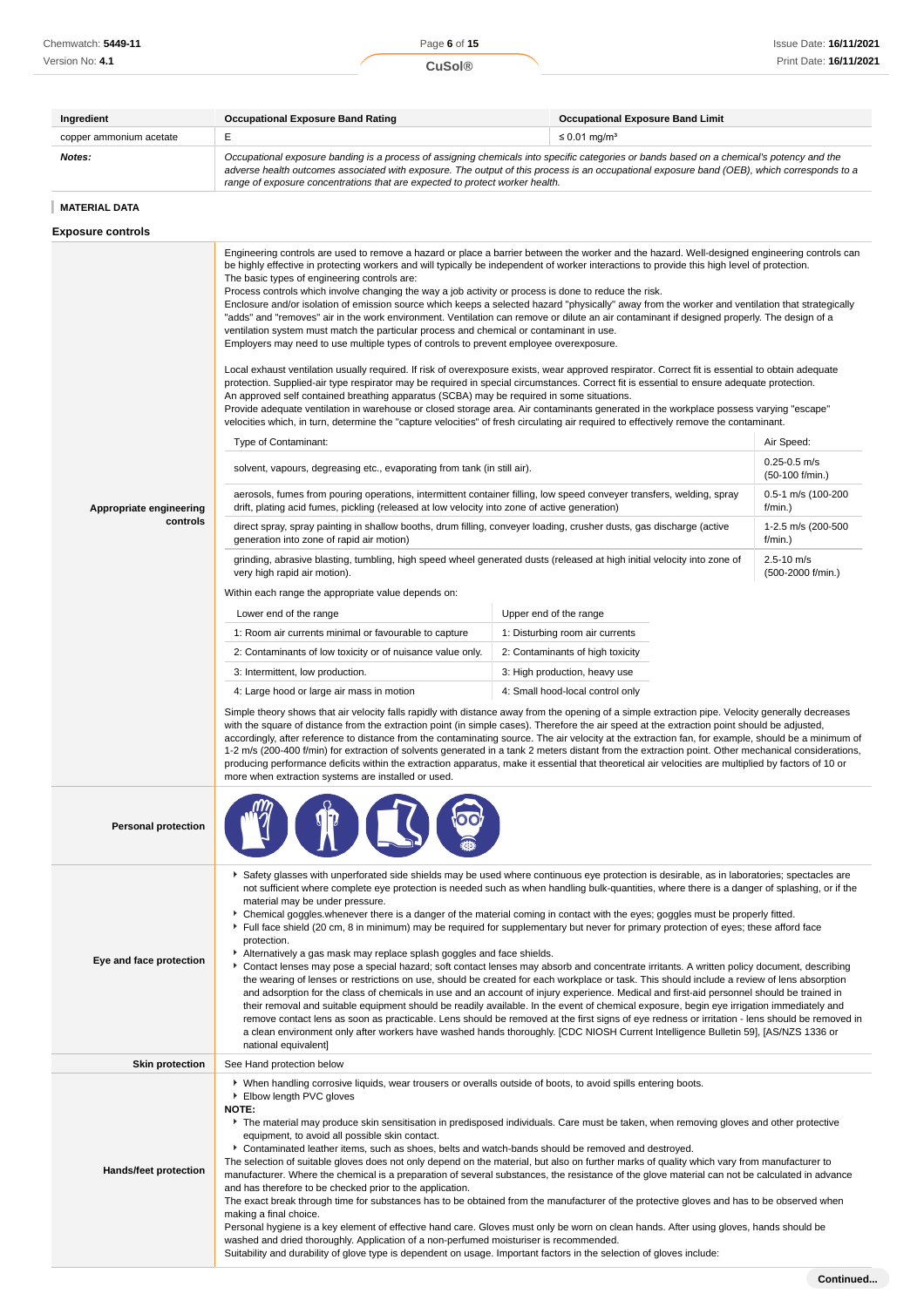| Ingredient | Occupational Exposure Band Rating | Occupational Exposure Band Limit |
|---|---|---|
| copper ammonium acetate | E | ≤ 0.01 mg/m³ |
| ***Notes:*** | *Occupational exposure banding is a process of assigning chemicals into specific categories or bands based on a chemical's potency and the adverse health outcomes associated with exposure. The output of this process is an occupational exposure band (OEB), which corresponds to a range of exposure concentrations that are expected to protect worker health.* | |

### MATERIAL DATA

### Exposure controls

**Appropriate engineering controls**

Engineering controls are used to remove a hazard or place a barrier between the worker and the hazard. Well-designed engineering controls can be highly effective in protecting workers and will typically be independent of worker interactions to provide this high level of protection.
The basic types of engineering controls are:
Process controls which involve changing the way a job activity or process is done to reduce the risk.
Enclosure and/or isolation of emission source which keeps a selected hazard "physically" away from the worker and ventilation that strategically "adds" and "removes" air in the work environment. Ventilation can remove or dilute an air contaminant if designed properly. The design of a ventilation system must match the particular process and chemical or contaminant in use.
Employers may need to use multiple types of controls to prevent employee overexposure.

Local exhaust ventilation usually required. If risk of overexposure exists, wear approved respirator. Correct fit is essential to obtain adequate protection. Supplied-air type respirator may be required in special circumstances. Correct fit is essential to ensure adequate protection.
An approved self contained breathing apparatus (SCBA) may be required in some situations.
Provide adequate ventilation in warehouse or closed storage area. Air contaminants generated in the workplace possess varying "escape" velocities which, in turn, determine the "capture velocities" of fresh circulating air required to effectively remove the contaminant.

| Type of Contaminant: | Air Speed: |
|---|---|
| solvent, vapours, degreasing etc., evaporating from tank (in still air). | 0.25-0.5 m/s (50-100 f/min.) |
| aerosols, fumes from pouring operations, intermittent container filling, low speed conveyer transfers, welding, spray drift, plating acid fumes, pickling (released at low velocity into zone of active generation) | 0.5-1 m/s (100-200 f/min.) |
| direct spray, spray painting in shallow booths, drum filling, conveyer loading, crusher dusts, gas discharge (active generation into zone of rapid air motion) | 1-2.5 m/s (200-500 f/min.) |
| grinding, abrasive blasting, tumbling, high speed wheel generated dusts (released at high initial velocity into zone of very high rapid air motion). | 2.5-10 m/s (500-2000 f/min.) |

Within each range the appropriate value depends on:

| Lower end of the range | Upper end of the range |
|---|---|
| 1: Room air currents minimal or favourable to capture | 1: Disturbing room air currents |
| 2: Contaminants of low toxicity or of nuisance value only. | 2: Contaminants of high toxicity |
| 3: Intermittent, low production. | 3: High production, heavy use |
| 4: Large hood or large air mass in motion | 4: Small hood-local control only |

Simple theory shows that air velocity falls rapidly with distance away from the opening of a simple extraction pipe. Velocity generally decreases with the square of distance from the extraction point (in simple cases). Therefore the air speed at the extraction point should be adjusted, accordingly, after reference to distance from the contaminating source. The air velocity at the extraction fan, for example, should be a minimum of 1-2 m/s (200-400 f/min) for extraction of solvents generated in a tank 2 meters distant from the extraction point. Other mechanical considerations, producing performance deficits within the extraction apparatus, make it essential that theoretical air velocities are multiplied by factors of 10 or more when extraction systems are installed or used.

**Personal protection**

**Eye and face protection**

- Safety glasses with unperforated side shields may be used where continuous eye protection is desirable, as in laboratories; spectacles are not sufficient where complete eye protection is needed such as when handling bulk-quantities, where there is a danger of splashing, or if the material may be under pressure.
- Chemical goggles.whenever there is a danger of the material coming in contact with the eyes; goggles must be properly fitted.
- Full face shield (20 cm, 8 in minimum) may be required for supplementary but never for primary protection of eyes; these afford face protection.
- Alternatively a gas mask may replace splash goggles and face shields.
- Contact lenses may pose a special hazard; soft contact lenses may absorb and concentrate irritants. A written policy document, describing the wearing of lenses or restrictions on use, should be created for each workplace or task. This should include a review of lens absorption and adsorption for the class of chemicals in use and an account of injury experience. Medical and first-aid personnel should be trained in their removal and suitable equipment should be readily available. In the event of chemical exposure, begin eye irrigation immediately and remove contact lens as soon as practicable. Lens should be removed at the first signs of eye redness or irritation - lens should be removed in a clean environment only after workers have washed hands thoroughly. [CDC NIOSH Current Intelligence Bulletin 59], [AS/NZS 1336 or national equivalent]

**Skin protection**

See Hand protection below

**Hands/feet protection**

- When handling corrosive liquids, wear trousers or overalls outside of boots, to avoid spills entering boots.
- Elbow length PVC gloves

**NOTE:**

- The material may produce skin sensitisation in predisposed individuals. Care must be taken, when removing gloves and other protective equipment, to avoid all possible skin contact.
- Contaminated leather items, such as shoes, belts and watch-bands should be removed and destroyed.

The selection of suitable gloves does not only depend on the material, but also on further marks of quality which vary from manufacturer to manufacturer. Where the chemical is a preparation of several substances, the resistance of the glove material can not be calculated in advance and has therefore to be checked prior to the application.
The exact break through time for substances has to be obtained from the manufacturer of the protective gloves and has to be observed when making a final choice.
Personal hygiene is a key element of effective hand care. Gloves must only be worn on clean hands. After using gloves, hands should be washed and dried thoroughly. Application of a non-perfumed moisturiser is recommended.
Suitability and durability of glove type is dependent on usage. Important factors in the selection of gloves include: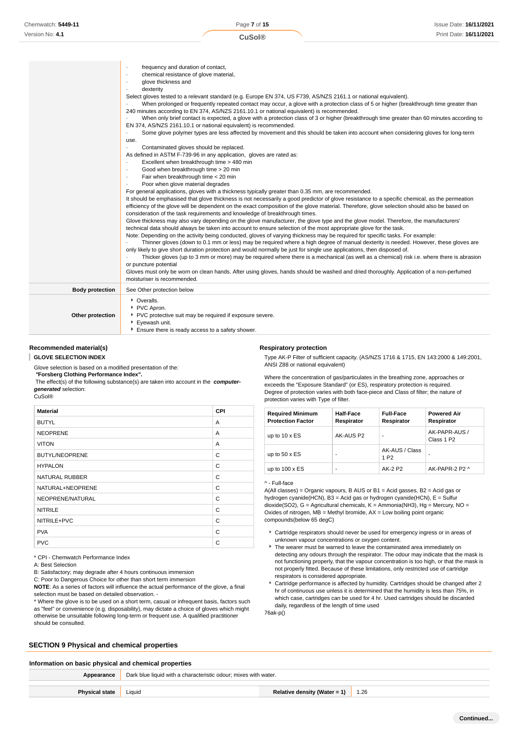| | |
|---|---|
| | · frequency and duration of contact,<br>· chemical resistance of glove material,<br>· glove thickness and<br>· dexterity<br>Select gloves tested to a relevant standard (e.g. Europe EN 374, US F739, AS/NZS 2161.1 or national equivalent).<br>· When prolonged or frequently repeated contact may occur, a glove with a protection class of 5 or higher (breakthrough time greater than 240 minutes according to EN 374, AS/NZS 2161.10.1 or national equivalent) is recommended.<br>· When only brief contact is expected, a glove with a protection class of 3 or higher (breakthrough time greater than 60 minutes according to EN 374, AS/NZS 2161.10.1 or national equivalent) is recommended.<br>· Some glove polymer types are less affected by movement and this should be taken into account when considering gloves for long-term use.<br>· Contaminated gloves should be replaced.<br>As defined in ASTM F-739-96 in any application, gloves are rated as:<br>· Excellent when breakthrough time > 480 min<br>· Good when breakthrough time > 20 min<br>· Fair when breakthrough time < 20 min<br>· Poor when glove material degrades<br>For general applications, gloves with a thickness typically greater than 0.35 mm, are recommended.<br>It should be emphasised that glove thickness is not necessarily a good predictor of glove resistance to a specific chemical, as the permeation efficiency of the glove will be dependent on the exact composition of the glove material. Therefore, glove selection should also be based on consideration of the task requirements and knowledge of breakthrough times.<br>Glove thickness may also vary depending on the glove manufacturer, the glove type and the glove model. Therefore, the manufacturers' technical data should always be taken into account to ensure selection of the most appropriate glove for the task.<br>Note: Depending on the activity being conducted, gloves of varying thickness may be required for specific tasks. For example:<br>· Thinner gloves (down to 0.1 mm or less) may be required where a high degree of manual dexterity is needed. However, these gloves are only likely to give short duration protection and would normally be just for single use applications, then disposed of.<br>· Thicker gloves (up to 3 mm or more) may be required where there is a mechanical (as well as a chemical) risk i.e. where there is abrasion or puncture potential<br>Gloves must only be worn on clean hands. After using gloves, hands should be washed and dried thoroughly. Application of a non-perfumed moisturiser is recommended. |
| **Body protection** | See Other protection below |
| **Other protection** | ‣ Overalls.<br>‣ PVC Apron.<br>‣ PVC protective suit may be required if exposure severe.<br>‣ Eyewash unit.<br>‣ Ensure there is ready access to a safety shower. |

### Recommended material(s)

**GLOVE SELECTION INDEX**

Glove selection is based on a modified presentation of the:
***"Forsberg Clothing Performance Index".***
The effect(s) of the following substance(s) are taken into account in the ***computer-generated*** selection:
CuSol®

| Material | CPI |
|---|---|
| BUTYL | A |
| NEOPRENE | A |
| VITON | A |
| BUTYL/NEOPRENE | C |
| HYPALON | C |
| NATURAL RUBBER | C |
| NATURAL+NEOPRENE | C |
| NEOPRENE/NATURAL | C |
| NITRILE | C |
| NITRILE+PVC | C |
| PVA | C |
| PVC | C |

\* CPI - Chemwatch Performance Index
A: Best Selection
B: Satisfactory; may degrade after 4 hours continuous immersion
C: Poor to Dangerous Choice for other than short term immersion
**NOTE**: As a series of factors will influence the actual performance of the glove, a final selection must be based on detailed observation. -
\* Where the glove is to be used on a short term, casual or infrequent basis, factors such as "feel" or convenience (e.g. disposability), may dictate a choice of gloves which might otherwise be unsuitable following long-term or frequent use. A qualified practitioner should be consulted.

### Respiratory protection

Type AK-P Filter of sufficient capacity. (AS/NZS 1716 & 1715, EN 143:2000 & 149:2001, ANSI Z88 or national equivalent)

Where the concentration of gas/particulates in the breathing zone, approaches or exceeds the "Exposure Standard" (or ES), respiratory protection is required.
Degree of protection varies with both face-piece and Class of filter; the nature of protection varies with Type of filter.

| Required Minimum Protection Factor | Half-Face Respirator | Full-Face Respirator | Powered Air Respirator |
|---|---|---|---|
| up to 10 x ES | AK-AUS P2 | - | AK-PAPR-AUS / Class 1 P2 |
| up to 50 x ES | - | AK-AUS / Class 1 P2 | - |
| up to 100 x ES | - | AK-2 P2 | AK-PAPR-2 P2 ^ |

^ - Full-face
A(All classes) = Organic vapours, B AUS or B1 = Acid gasses, B2 = Acid gas or hydrogen cyanide(HCN), B3 = Acid gas or hydrogen cyanide(HCN), E = Sulfur dioxide(SO2), G = Agricultural chemicals, K = Ammonia(NH3), Hg = Mercury, NO = Oxides of nitrogen, MB = Methyl bromide, AX = Low boiling point organic compounds(below 65 degC)

- Cartridge respirators should never be used for emergency ingress or in areas of unknown vapour concentrations or oxygen content.
- The wearer must be warned to leave the contaminated area immediately on detecting any odours through the respirator. The odour may indicate that the mask is not functioning properly, that the vapour concentration is too high, or that the mask is not properly fitted. Because of these limitations, only restricted use of cartridge respirators is considered appropriate.
- Cartridge performance is affected by humidity. Cartridges should be changed after 2 hr of continuous use unless it is determined that the humidity is less than 75%, in which case, cartridges can be used for 4 hr. Used cartridges should be discarded daily, regardless of the length of time used

76ak-p()

## SECTION 9 Physical and chemical properties

### Information on basic physical and chemical properties

| | | | |
|---|---|---|---|
| **Appearance** | Dark blue liquid with a characteristic odour; mixes with water. | | |
| **Physical state** | Liquid | **Relative density (Water = 1)** | 1.26 |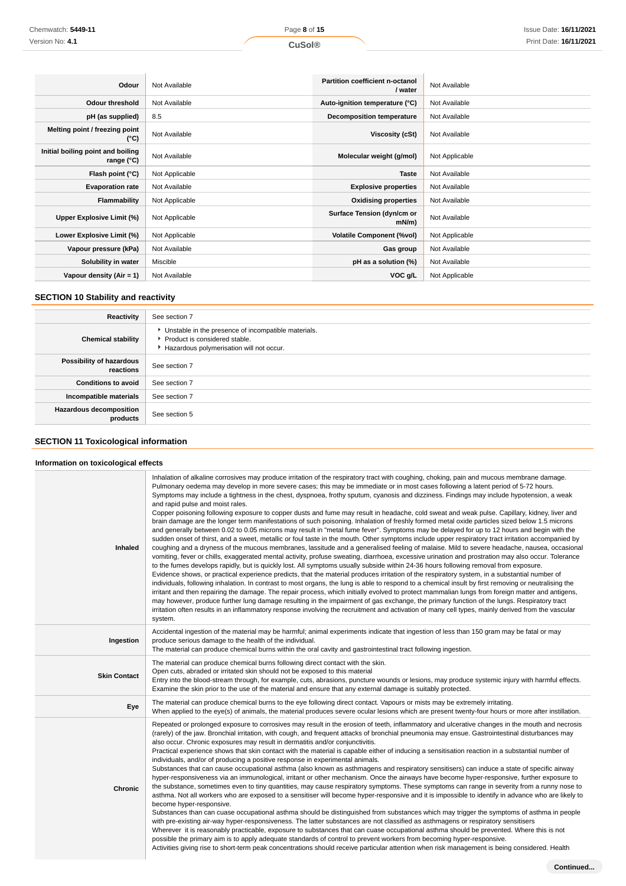| | | | |
|---|---|---|---|
| **Odour** | Not Available | **Partition coefficient n-octanol / water** | Not Available |
| **Odour threshold** | Not Available | **Auto-ignition temperature (°C)** | Not Available |
| **pH (as supplied)** | 8.5 | **Decomposition temperature** | Not Available |
| **Melting point / freezing point (°C)** | Not Available | **Viscosity (cSt)** | Not Available |
| **Initial boiling point and boiling range (°C)** | Not Available | **Molecular weight (g/mol)** | Not Applicable |
| **Flash point (°C)** | Not Applicable | **Taste** | Not Available |
| **Evaporation rate** | Not Available | **Explosive properties** | Not Available |
| **Flammability** | Not Applicable | **Oxidising properties** | Not Available |
| **Upper Explosive Limit (%)** | Not Applicable | **Surface Tension (dyn/cm or mN/m)** | Not Available |
| **Lower Explosive Limit (%)** | Not Applicable | **Volatile Component (%vol)** | Not Applicable |
| **Vapour pressure (kPa)** | Not Available | **Gas group** | Not Available |
| **Solubility in water** | Miscible | **pH as a solution (%)** | Not Available |
| **Vapour density (Air = 1)** | Not Available | **VOC g/L** | Not Applicable |

## SECTION 10 Stability and reactivity

| | |
|---|---|
| **Reactivity** | See section 7 |
| **Chemical stability** | - Unstable in the presence of incompatible materials.<br>- Product is considered stable.<br>- Hazardous polymerisation will not occur. |
| **Possibility of hazardous reactions** | See section 7 |
| **Conditions to avoid** | See section 7 |
| **Incompatible materials** | See section 7 |
| **Hazardous decomposition products** | See section 5 |

## SECTION 11 Toxicological information

### Information on toxicological effects

| | |
|---|---|
| **Inhaled** | Inhalation of alkaline corrosives may produce irritation of the respiratory tract with coughing, choking, pain and mucous membrane damage. Pulmonary oedema may develop in more severe cases; this may be immediate or in most cases following a latent period of 5-72 hours. Symptoms may include a tightness in the chest, dyspnoea, frothy sputum, cyanosis and dizziness. Findings may include hypotension, a weak and rapid pulse and moist rales.<br>Copper poisoning following exposure to copper dusts and fume may result in headache, cold sweat and weak pulse. Capillary, kidney, liver and brain damage are the longer term manifestations of such poisoning. Inhalation of freshly formed metal oxide particles sized below 1.5 microns and generally between 0.02 to 0.05 microns may result in "metal fume fever". Symptoms may be delayed for up to 12 hours and begin with the sudden onset of thirst, and a sweet, metallic or foul taste in the mouth. Other symptoms include upper respiratory tract irritation accompanied by coughing and a dryness of the mucous membranes, lassitude and a generalised feeling of malaise. Mild to severe headache, nausea, occasional vomiting, fever or chills, exaggerated mental activity, profuse sweating, diarrhoea, excessive urination and prostration may also occur. Tolerance to the fumes develops rapidly, but is quickly lost. All symptoms usually subside within 24-36 hours following removal from exposure.<br>Evidence shows, or practical experience predicts, that the material produces irritation of the respiratory system, in a substantial number of individuals, following inhalation. In contrast to most organs, the lung is able to respond to a chemical insult by first removing or neutralising the irritant and then repairing the damage. The repair process, which initially evolved to protect mammalian lungs from foreign matter and antigens, may however, produce further lung damage resulting in the impairment of gas exchange, the primary function of the lungs. Respiratory tract irritation often results in an inflammatory response involving the recruitment and activation of many cell types, mainly derived from the vascular system. |
| **Ingestion** | Accidental ingestion of the material may be harmful; animal experiments indicate that ingestion of less than 150 gram may be fatal or may produce serious damage to the health of the individual.<br>The material can produce chemical burns within the oral cavity and gastrointestinal tract following ingestion. |
| **Skin Contact** | The material can produce chemical burns following direct contact with the skin.<br>Open cuts, abraded or irritated skin should not be exposed to this material<br>Entry into the blood-stream through, for example, cuts, abrasions, puncture wounds or lesions, may produce systemic injury with harmful effects. Examine the skin prior to the use of the material and ensure that any external damage is suitably protected. |
| **Eye** | The material can produce chemical burns to the eye following direct contact. Vapours or mists may be extremely irritating.<br>When applied to the eye(s) of animals, the material produces severe ocular lesions which are present twenty-four hours or more after instillation. |
| **Chronic** | Repeated or prolonged exposure to corrosives may result in the erosion of teeth, inflammatory and ulcerative changes in the mouth and necrosis (rarely) of the jaw. Bronchial irritation, with cough, and frequent attacks of bronchial pneumonia may ensue. Gastrointestinal disturbances may also occur. Chronic exposures may result in dermatitis and/or conjunctivitis.<br>Practical experience shows that skin contact with the material is capable either of inducing a sensitisation reaction in a substantial number of individuals, and/or of producing a positive response in experimental animals.<br>Substances that can cause occupational asthma (also known as asthmagens and respiratory sensitisers) can induce a state of specific airway hyper-responsiveness via an immunological, irritant or other mechanism. Once the airways have become hyper-responsive, further exposure to the substance, sometimes even to tiny quantities, may cause respiratory symptoms. These symptoms can range in severity from a runny nose to asthma. Not all workers who are exposed to a sensitiser will become hyper-responsive and it is impossible to identify in advance who are likely to become hyper-responsive.<br>Substances than can cause occupational asthma should be distinguished from substances which may trigger the symptoms of asthma in people with pre-existing air-way hyper-responsiveness. The latter substances are not classified as asthmagens or respiratory sensitisers<br>Wherever it is reasonably practicable, exposure to substances that can cuase occupational asthma should be prevented. Where this is not possible the primary aim is to apply adequate standards of control to prevent workers from becoming hyper-responsive.<br>Activities giving rise to short-term peak concentrations should receive particular attention when risk management is being considered. Health |

**Continued...**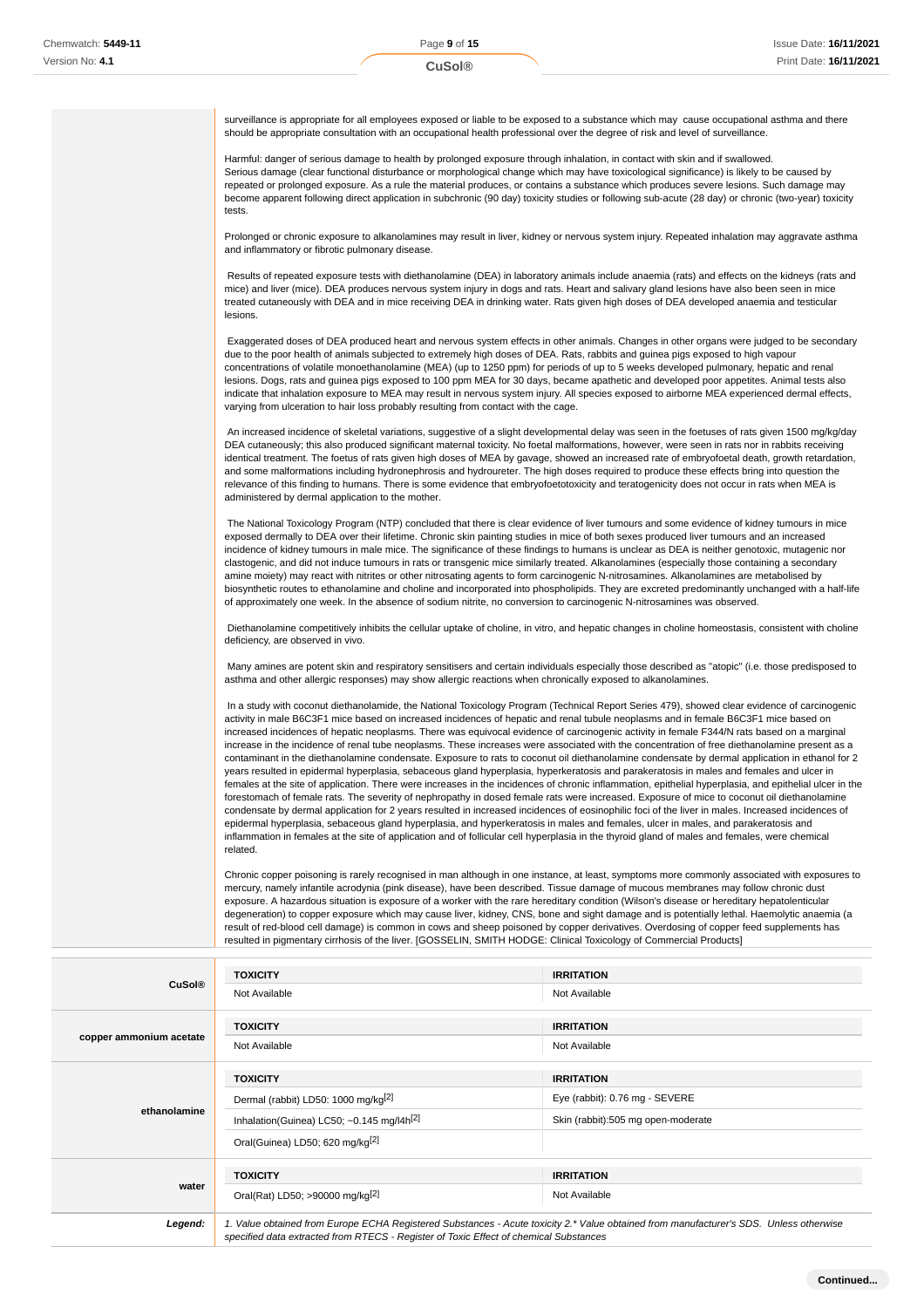surveillance is appropriate for all employees exposed or liable to be exposed to a substance which may cause occupational asthma and there should be appropriate consultation with an occupational health professional over the degree of risk and level of surveillance.

Harmful: danger of serious damage to health by prolonged exposure through inhalation, in contact with skin and if swallowed.
Serious damage (clear functional disturbance or morphological change which may have toxicological significance) is likely to be caused by repeated or prolonged exposure. As a rule the material produces, or contains a substance which produces severe lesions. Such damage may become apparent following direct application in subchronic (90 day) toxicity studies or following sub-acute (28 day) or chronic (two-year) toxicity tests.

Prolonged or chronic exposure to alkanolamines may result in liver, kidney or nervous system injury. Repeated inhalation may aggravate asthma and inflammatory or fibrotic pulmonary disease.

Results of repeated exposure tests with diethanolamine (DEA) in laboratory animals include anaemia (rats) and effects on the kidneys (rats and mice) and liver (mice). DEA produces nervous system injury in dogs and rats. Heart and salivary gland lesions have also been seen in mice treated cutaneously with DEA and in mice receiving DEA in drinking water. Rats given high doses of DEA developed anaemia and testicular lesions.

Exaggerated doses of DEA produced heart and nervous system effects in other animals. Changes in other organs were judged to be secondary due to the poor health of animals subjected to extremely high doses of DEA. Rats, rabbits and guinea pigs exposed to high vapour concentrations of volatile monoethanolamine (MEA) (up to 1250 ppm) for periods of up to 5 weeks developed pulmonary, hepatic and renal lesions. Dogs, rats and guinea pigs exposed to 100 ppm MEA for 30 days, became apathetic and developed poor appetites. Animal tests also indicate that inhalation exposure to MEA may result in nervous system injury. All species exposed to airborne MEA experienced dermal effects, varying from ulceration to hair loss probably resulting from contact with the cage.

An increased incidence of skeletal variations, suggestive of a slight developmental delay was seen in the foetuses of rats given 1500 mg/kg/day DEA cutaneously; this also produced significant maternal toxicity. No foetal malformations, however, were seen in rats nor in rabbits receiving identical treatment. The foetus of rats given high doses of MEA by gavage, showed an increased rate of embryofoetal death, growth retardation, and some malformations including hydronephrosis and hydroureter. The high doses required to produce these effects bring into question the relevance of this finding to humans. There is some evidence that embryofoetotoxicity and teratogenicity does not occur in rats when MEA is administered by dermal application to the mother.

The National Toxicology Program (NTP) concluded that there is clear evidence of liver tumours and some evidence of kidney tumours in mice exposed dermally to DEA over their lifetime. Chronic skin painting studies in mice of both sexes produced liver tumours and an increased incidence of kidney tumours in male mice. The significance of these findings to humans is unclear as DEA is neither genotoxic, mutagenic nor clastogenic, and did not induce tumours in rats or transgenic mice similarly treated. Alkanolamines (especially those containing a secondary amine moiety) may react with nitrites or other nitrosating agents to form carcinogenic N-nitrosamines. Alkanolamines are metabolised by biosynthetic routes to ethanolamine and choline and incorporated into phospholipids. They are excreted predominantly unchanged with a half-life of approximately one week. In the absence of sodium nitrite, no conversion to carcinogenic N-nitrosamines was observed.

Diethanolamine competitively inhibits the cellular uptake of choline, in vitro, and hepatic changes in choline homeostasis, consistent with choline deficiency, are observed in vivo.

Many amines are potent skin and respiratory sensitisers and certain individuals especially those described as "atopic" (i.e. those predisposed to asthma and other allergic responses) may show allergic reactions when chronically exposed to alkanolamines.

In a study with coconut diethanolamide, the National Toxicology Program (Technical Report Series 479), showed clear evidence of carcinogenic activity in male B6C3F1 mice based on increased incidences of hepatic and renal tubule neoplasms and in female B6C3F1 mice based on increased incidences of hepatic neoplasms. There was equivocal evidence of carcinogenic activity in female F344/N rats based on a marginal increase in the incidence of renal tube neoplasms. These increases were associated with the concentration of free diethanolamine present as a contaminant in the diethanolamine condensate. Exposure to rats to coconut oil diethanolamine condensate by dermal application in ethanol for 2 years resulted in epidermal hyperplasia, sebaceous gland hyperplasia, hyperkeratosis and parakeratosis in males and females and ulcer in females at the site of application. There were increases in the incidences of chronic inflammation, epithelial hyperplasia, and epithelial ulcer in the forestomach of female rats. The severity of nephropathy in dosed female rats were increased. Exposure of mice to coconut oil diethanolamine condensate by dermal application for 2 years resulted in increased incidences of eosinophilic foci of the liver in males. Increased incidences of epidermal hyperplasia, sebaceous gland hyperplasia, and hyperkeratosis in males and females, ulcer in males, and parakeratosis and inflammation in females at the site of application and of follicular cell hyperplasia in the thyroid gland of males and females, were chemical related.

Chronic copper poisoning is rarely recognised in man although in one instance, at least, symptoms more commonly associated with exposures to mercury, namely infantile acrodynia (pink disease), have been described. Tissue damage of mucous membranes may follow chronic dust exposure. A hazardous situation is exposure of a worker with the rare hereditary condition (Wilson's disease or hereditary hepatolenticular degeneration) to copper exposure which may cause liver, kidney, CNS, bone and sight damage and is potentially lethal. Haemolytic anaemia (a result of red-blood cell damage) is common in cows and sheep poisoned by copper derivatives. Overdosing of copper feed supplements has resulted in pigmentary cirrhosis of the liver. [GOSSELIN, SMITH HODGE: Clinical Toxicology of Commercial Products]

| | TOXICITY | IRRITATION |
|---|---|---|
| **CuSol®** | Not Available | Not Available |
| **copper ammonium acetate** | Not Available | Not Available |
| **ethanolamine** | Dermal (rabbit) LD50: 1000 mg/kg[2] | Eye (rabbit): 0.76 mg - SEVERE |
| | Inhalation(Guinea) LC50; ~0.145 mg/l4h[2] | Skin (rabbit):505 mg open-moderate |
| | Oral(Guinea) LD50; 620 mg/kg[2] | |
| **water** | Oral(Rat) LD50; >90000 mg/kg[2] | Not Available |

***Legend:*** *1. Value obtained from Europe ECHA Registered Substances - Acute toxicity 2.\* Value obtained from manufacturer's SDS. Unless otherwise specified data extracted from RTECS - Register of Toxic Effect of chemical Substances*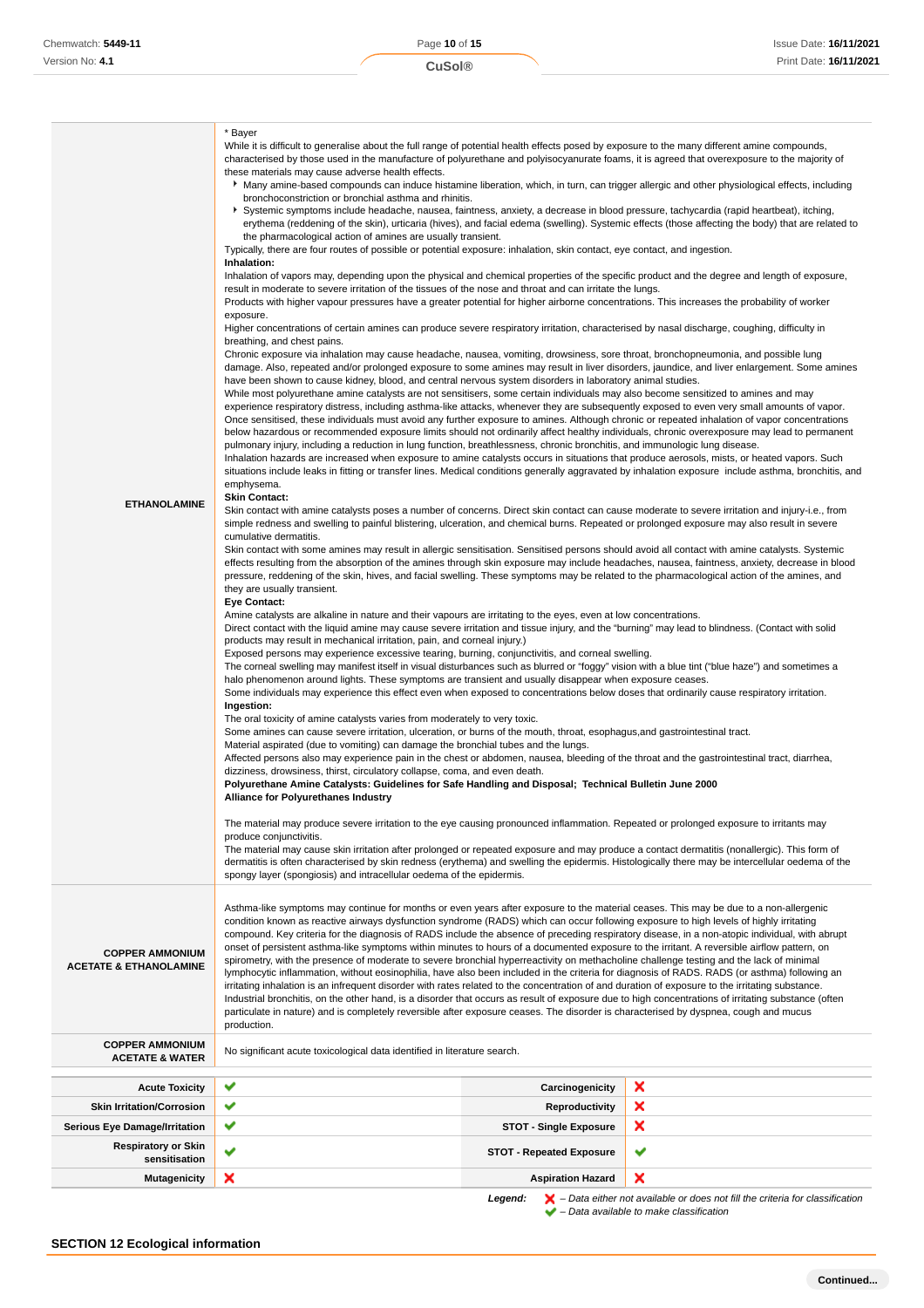| | |
|---|---|
| **ETHANOLAMINE** | * Bayer<br>While it is difficult to generalise about the full range of potential health effects posed by exposure to the many different amine compounds, characterised by those used in the manufacture of polyurethane and polyisocyanurate foams, it is agreed that overexposure to the majority of these materials may cause adverse health effects.<br>▸ Many amine-based compounds can induce histamine liberation, which, in turn, can trigger allergic and other physiological effects, including bronchoconstriction or bronchial asthma and rhinitis.<br>▸ Systemic symptoms include headache, nausea, faintness, anxiety, a decrease in blood pressure, tachycardia (rapid heartbeat), itching, erythema (reddening of the skin), urticaria (hives), and facial edema (swelling). Systemic effects (those affecting the body) that are related to the pharmacological action of amines are usually transient.<br>Typically, there are four routes of possible or potential exposure: inhalation, skin contact, eye contact, and ingestion.<br>**Inhalation:**<br>Inhalation of vapors may, depending upon the physical and chemical properties of the specific product and the degree and length of exposure, result in moderate to severe irritation of the tissues of the nose and throat and can irritate the lungs.<br>Products with higher vapour pressures have a greater potential for higher airborne concentrations. This increases the probability of worker exposure.<br>Higher concentrations of certain amines can produce severe respiratory irritation, characterised by nasal discharge, coughing, difficulty in breathing, and chest pains.<br>Chronic exposure via inhalation may cause headache, nausea, vomiting, drowsiness, sore throat, bronchopneumonia, and possible lung damage. Also, repeated and/or prolonged exposure to some amines may result in liver disorders, jaundice, and liver enlargement. Some amines have been shown to cause kidney, blood, and central nervous system disorders in laboratory animal studies.<br>While most polyurethane amine catalysts are not sensitisers, some certain individuals may also become sensitized to amines and may experience respiratory distress, including asthma-like attacks, whenever they are subsequently exposed to even very small amounts of vapor. Once sensitised, these individuals must avoid any further exposure to amines. Although chronic or repeated inhalation of vapor concentrations below hazardous or recommended exposure limits should not ordinarily affect healthy individuals, chronic overexposure may lead to permanent pulmonary injury, including a reduction in lung function, breathlessness, chronic bronchitis, and immunologic lung disease.<br>Inhalation hazards are increased when exposure to amine catalysts occurs in situations that produce aerosols, mists, or heated vapors. Such situations include leaks in fitting or transfer lines. Medical conditions generally aggravated by inhalation exposure include asthma, bronchitis, and emphysema.<br>**Skin Contact:**<br>Skin contact with amine catalysts poses a number of concerns. Direct skin contact can cause moderate to severe irritation and injury-i.e., from simple redness and swelling to painful blistering, ulceration, and chemical burns. Repeated or prolonged exposure may also result in severe cumulative dermatitis.<br>Skin contact with some amines may result in allergic sensitisation. Sensitised persons should avoid all contact with amine catalysts. Systemic effects resulting from the absorption of the amines through skin exposure may include headaches, nausea, faintness, anxiety, decrease in blood pressure, reddening of the skin, hives, and facial swelling. These symptoms may be related to the pharmacological action of the amines, and they are usually transient.<br>**Eye Contact:**<br>Amine catalysts are alkaline in nature and their vapours are irritating to the eyes, even at low concentrations.<br>Direct contact with the liquid amine may cause severe irritation and tissue injury, and the "burning" may lead to blindness. (Contact with solid products may result in mechanical irritation, pain, and corneal injury.)<br>Exposed persons may experience excessive tearing, burning, conjunctivitis, and corneal swelling.<br>The corneal swelling may manifest itself in visual disturbances such as blurred or "foggy" vision with a blue tint ("blue haze") and sometimes a halo phenomenon around lights. These symptoms are transient and usually disappear when exposure ceases.<br>Some individuals may experience this effect even when exposed to concentrations below doses that ordinarily cause respiratory irritation.<br>**Ingestion:**<br>The oral toxicity of amine catalysts varies from moderately to very toxic.<br>Some amines can cause severe irritation, ulceration, or burns of the mouth, throat, esophagus,and gastrointestinal tract.<br>Material aspirated (due to vomiting) can damage the bronchial tubes and the lungs.<br>Affected persons also may experience pain in the chest or abdomen, nausea, bleeding of the throat and the gastrointestinal tract, diarrhea, dizziness, drowsiness, thirst, circulatory collapse, coma, and even death.<br>**Polyurethane Amine Catalysts: Guidelines for Safe Handling and Disposal; Technical Bulletin June 2000**<br>**Alliance for Polyurethanes Industry**<br><br>The material may produce severe irritation to the eye causing pronounced inflammation. Repeated or prolonged exposure to irritants may produce conjunctivitis.<br>The material may cause skin irritation after prolonged or repeated exposure and may produce a contact dermatitis (nonallergic). This form of dermatitis is often characterised by skin redness (erythema) and swelling the epidermis. Histologically there may be intercellular oedema of the spongy layer (spongiosis) and intracellular oedema of the epidermis. |
| **COPPER AMMONIUM ACETATE & ETHANOLAMINE** | Asthma-like symptoms may continue for months or even years after exposure to the material ceases. This may be due to a non-allergenic condition known as reactive airways dysfunction syndrome (RADS) which can occur following exposure to high levels of highly irritating compound. Key criteria for the diagnosis of RADS include the absence of preceding respiratory disease, in a non-atopic individual, with abrupt onset of persistent asthma-like symptoms within minutes to hours of a documented exposure to the irritant. A reversible airflow pattern, on spirometry, with the presence of moderate to severe bronchial hyperreactivity on methacholine challenge testing and the lack of minimal lymphocytic inflammation, without eosinophilia, have also been included in the criteria for diagnosis of RADS. RADS (or asthma) following an irritating inhalation is an infrequent disorder with rates related to the concentration of and duration of exposure to the irritating substance. Industrial bronchitis, on the other hand, is a disorder that occurs as result of exposure due to high concentrations of irritating substance (often particulate in nature) and is completely reversible after exposure ceases. The disorder is characterised by dyspnea, cough and mucus production. |
| **COPPER AMMONIUM ACETATE & WATER** | No significant acute toxicological data identified in literature search. |

| | | | |
|---|---|---|---|
| **Acute Toxicity** | ✔ | **Carcinogenicity** | ✘ |
| **Skin Irritation/Corrosion** | ✔ | **Reproductivity** | ✘ |
| **Serious Eye Damage/Irritation** | ✔ | **STOT - Single Exposure** | ✘ |
| **Respiratory or Skin sensitisation** | ✔ | **STOT - Repeated Exposure** | ✔ |
| **Mutagenicity** | ✘ | **Aspiration Hazard** | ✘ |

***Legend:*** ✘ *– Data either not available or does not fill the criteria for classification*
✔ *– Data available to make classification*

## SECTION 12 Ecological information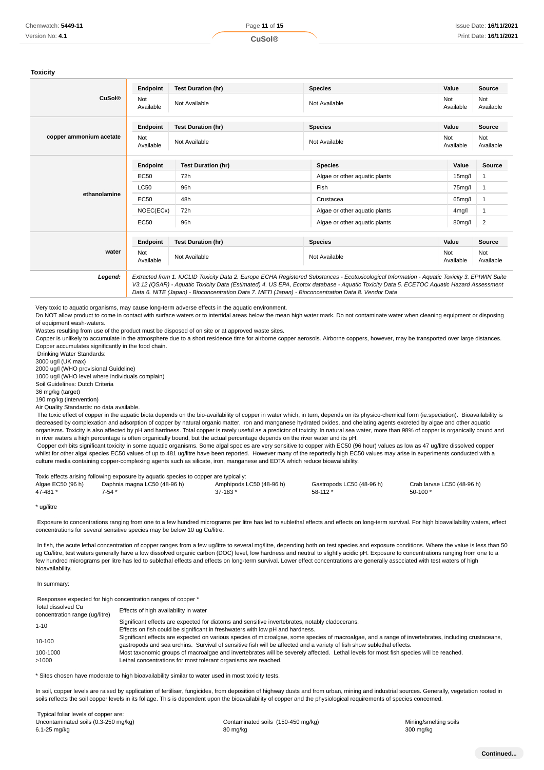### Toxicity

| | Endpoint | Test Duration (hr) | Species | Value | Source |
|---|---|---|---|---|---|
| **CuSol®** | Not Available | Not Available | Not Available | Not Available | Not Available |
| **copper ammonium acetate** | Not Available | Not Available | Not Available | Not Available | Not Available |
| **ethanolamine** | EC50 | 72h | Algae or other aquatic plants | 15mg/l | 1 |
| | LC50 | 96h | Fish | 75mg/l | 1 |
| | EC50 | 48h | Crustacea | 65mg/l | 1 |
| | NOEC(ECx) | 72h | Algae or other aquatic plants | 4mg/l | 1 |
| | EC50 | 96h | Algae or other aquatic plants | 80mg/l | 2 |
| **water** | Not Available | Not Available | Not Available | Not Available | Not Available |

***Legend:*** *Extracted from 1. IUCLID Toxicity Data 2. Europe ECHA Registered Substances - Ecotoxicological Information - Aquatic Toxicity 3. EPIWIN Suite V3.12 (QSAR) - Aquatic Toxicity Data (Estimated) 4. US EPA, Ecotox database - Aquatic Toxicity Data 5. ECETOC Aquatic Hazard Assessment Data 6. NITE (Japan) - Bioconcentration Data 7. METI (Japan) - Bioconcentration Data 8. Vendor Data*

Very toxic to aquatic organisms, may cause long-term adverse effects in the aquatic environment.
Do NOT allow product to come in contact with surface waters or to intertidal areas below the mean high water mark. Do not contaminate water when cleaning equipment or disposing of equipment wash-waters.
Wastes resulting from use of the product must be disposed of on site or at approved waste sites.
Copper is unlikely to accumulate in the atmosphere due to a short residence time for airborne copper aerosols. Airborne coppers, however, may be transported over large distances. Copper accumulates significantly in the food chain.
Drinking Water Standards:
3000 ug/l (UK max)
2000 ug/l (WHO provisional Guideline)
1000 ug/l (WHO level where individuals complain)
Soil Guidelines: Dutch Criteria
36 mg/kg (target)
190 mg/kg (intervention)
Air Quality Standards: no data available.
The toxic effect of copper in the aquatic biota depends on the bio-availability of copper in water which, in turn, depends on its physico-chemical form (ie.speciation). Bioavailability is decreased by complexation and adsorption of copper by natural organic matter, iron and manganese hydrated oxides, and chelating agents excreted by algae and other aquatic organisms. Toxicity is also affected by pH and hardness. Total copper is rarely useful as a predictor of toxicity. In natural sea water, more than 98% of copper is organically bound and in river waters a high percentage is often organically bound, but the actual percentage depends on the river water and its pH.
Copper exhibits significant toxicity in some aquatic organisms. Some algal species are very sensitive to copper with EC50 (96 hour) values as low as 47 ug/litre dissolved copper whilst for other algal species EC50 values of up to 481 ug/litre have been reported. However many of the reportedly high EC50 values may arise in experiments conducted with a culture media containing copper-complexing agents such as silicate, iron, manganese and EDTA which reduce bioavailability.

Toxic effects arising following exposure by aquatic species to copper are typically:

| Algae EC50 (96 h) | Daphnia magna LC50 (48-96 h) | Amphipods LC50 (48-96 h) | Gastropods LC50 (48-96 h) | Crab larvae LC50 (48-96 h) |
|---|---|---|---|---|
| 47-481 * | 7-54 * | 37-183 * | 58-112 * | 50-100 * |

* ug/litre

Exposure to concentrations ranging from one to a few hundred micrograms per litre has led to sublethal effects and effects on long-term survival. For high bioavailability waters, effect concentrations for several sensitive species may be below 10 ug Cu/litre.

In fish, the acute lethal concentration of copper ranges from a few ug/litre to several mg/litre, depending both on test species and exposure conditions. Where the value is less than 50 ug Cu/litre, test waters generally have a low dissolved organic carbon (DOC) level, low hardness and neutral to slightly acidic pH. Exposure to concentrations ranging from one to a few hundred micrograms per litre has led to sublethal effects and effects on long-term survival. Lower effect concentrations are generally associated with test waters of high bioavailability.

In summary:

Responses expected for high concentration ranges of copper *

| Total dissolved Cu concentration range (ug/litre) | Effects of high availability in water |
|---|---|
| 1-10 | Significant effects are expected for diatoms and sensitive invertebrates, notably cladocerans. Effects on fish could be significant in freshwaters with low pH and hardness. |
| 10-100 | Significant effects are expected on various species of microalgae, some species of macroalgae, and a range of invertebrates, including crustaceans, gastropods and sea urchins. Survival of sensitive fish will be affected and a variety of fish show sublethal effects. |
| 100-1000 | Most taxonomic groups of macroalgae and invertebrates will be severely affected. Lethal levels for most fish species will be reached. |
| >1000 | Lethal concentrations for most tolerant organisms are reached. |

* Sites chosen have moderate to high bioavailability similar to water used in most toxicity tests.

In soil, copper levels are raised by application of fertiliser, fungicides, from deposition of highway dusts and from urban, mining and industrial sources. Generally, vegetation rooted in soils reflects the soil copper levels in its foliage. This is dependent upon the bioavailability of copper and the physiological requirements of species concerned.

Typical foliar levels of copper are:

| Uncontaminated soils (0.3-250 mg/kg) | Contaminated soils (150-450 mg/kg) | Mining/smelting soils |
|---|---|---|
| 6.1-25 mg/kg | 80 mg/kg | 300 mg/kg |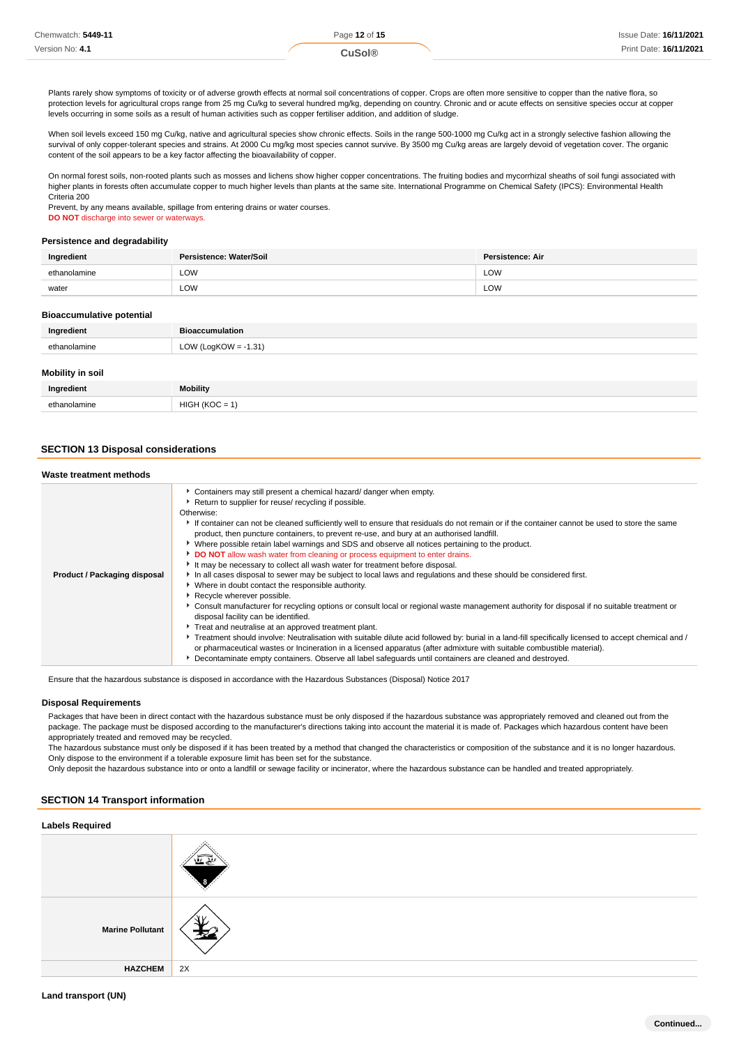Plants rarely show symptoms of toxicity or of adverse growth effects at normal soil concentrations of copper. Crops are often more sensitive to copper than the native flora, so protection levels for agricultural crops range from 25 mg Cu/kg to several hundred mg/kg, depending on country. Chronic and or acute effects on sensitive species occur at copper levels occurring in some soils as a result of human activities such as copper fertiliser addition, and addition of sludge.

When soil levels exceed 150 mg Cu/kg, native and agricultural species show chronic effects. Soils in the range 500-1000 mg Cu/kg act in a strongly selective fashion allowing the survival of only copper-tolerant species and strains. At 2000 Cu mg/kg most species cannot survive. By 3500 mg Cu/kg areas are largely devoid of vegetation cover. The organic content of the soil appears to be a key factor affecting the bioavailability of copper.

On normal forest soils, non-rooted plants such as mosses and lichens show higher copper concentrations. The fruiting bodies and mycorrhizal sheaths of soil fungi associated with higher plants in forests often accumulate copper to much higher levels than plants at the same site. International Programme on Chemical Safety (IPCS): Environmental Health Criteria 200
Prevent, by any means available, spillage from entering drains or water courses.
**DO NOT** discharge into sewer or waterways.

### Persistence and degradability

| Ingredient | Persistence: Water/Soil | Persistence: Air |
|---|---|---|
| ethanolamine | LOW | LOW |
| water | LOW | LOW |

### Bioaccumulative potential

| Ingredient | Bioaccumulation |
|---|---|
| ethanolamine | LOW (LogKOW = -1.31) |

### Mobility in soil

| Ingredient | Mobility |
|---|---|
| ethanolamine | HIGH (KOC = 1) |

## SECTION 13 Disposal considerations

### Waste treatment methods

| | |
|---|---|
| **Product / Packaging disposal** | ‣ Containers may still present a chemical hazard/ danger when empty.<br>‣ Return to supplier for reuse/ recycling if possible.<br>Otherwise:<br>‣ If container can not be cleaned sufficiently well to ensure that residuals do not remain or if the container cannot be used to store the same product, then puncture containers, to prevent re-use, and bury at an authorised landfill.<br>‣ Where possible retain label warnings and SDS and observe all notices pertaining to the product.<br>‣ **DO NOT** allow wash water from cleaning or process equipment to enter drains.<br>‣ It may be necessary to collect all wash water for treatment before disposal.<br>‣ In all cases disposal to sewer may be subject to local laws and regulations and these should be considered first.<br>‣ Where in doubt contact the responsible authority.<br>‣ Recycle wherever possible.<br>‣ Consult manufacturer for recycling options or consult local or regional waste management authority for disposal if no suitable treatment or disposal facility can be identified.<br>‣ Treat and neutralise at an approved treatment plant.<br>‣ Treatment should involve: Neutralisation with suitable dilute acid followed by: burial in a land-fill specifically licensed to accept chemical and / or pharmaceutical wastes or Incineration in a licensed apparatus (after admixture with suitable combustible material).<br>‣ Decontaminate empty containers. Observe all label safeguards until containers are cleaned and destroyed. |

Ensure that the hazardous substance is disposed in accordance with the Hazardous Substances (Disposal) Notice 2017

### Disposal Requirements

Packages that have been in direct contact with the hazardous substance must be only disposed if the hazardous substance was appropriately removed and cleaned out from the package. The package must be disposed according to the manufacturer's directions taking into account the material it is made of. Packages which hazardous content have been appropriately treated and removed may be recycled.
The hazardous substance must only be disposed if it has been treated by a method that changed the characteristics or composition of the substance and it is no longer hazardous.
Only dispose to the environment if a tolerable exposure limit has been set for the substance.
Only deposit the hazardous substance into or onto a landfill or sewage facility or incinerator, where the hazardous substance can be handled and treated appropriately.

## SECTION 14 Transport information

### Labels Required

| | |
|---|---|
| | 8 |
| **Marine Pollutant** | |
| **HAZCHEM** | 2X |

### Land transport (UN)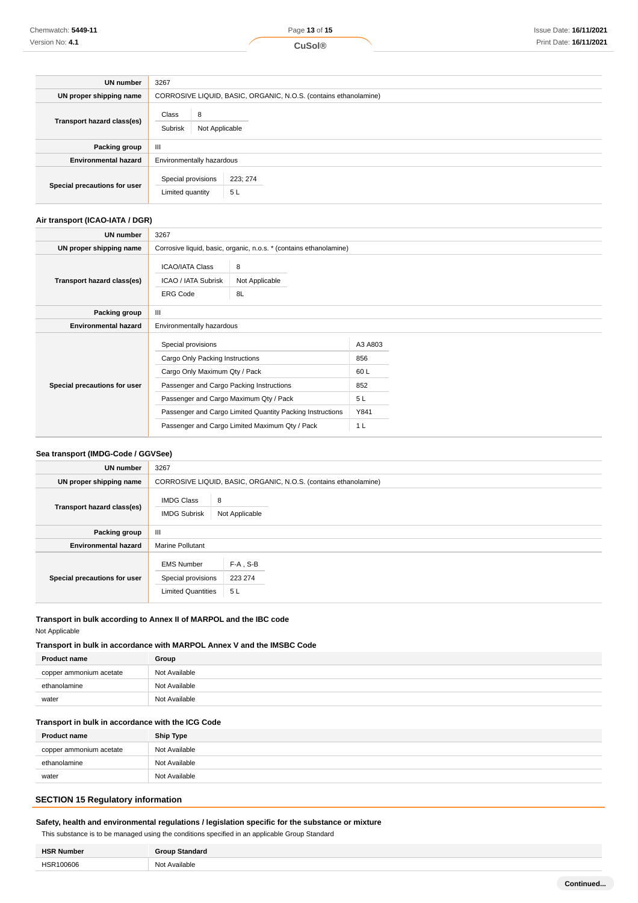| | |
|---|---|
| **UN number** | 3267 |
| **UN proper shipping name** | CORROSIVE LIQUID, BASIC, ORGANIC, N.O.S. (contains ethanolamine) |
| **Transport hazard class(es)** | Class: 8<br>Subrisk: Not Applicable |
| **Packing group** | III |
| **Environmental hazard** | Environmentally hazardous |
| **Special precautions for user** | Special provisions: 223; 274<br>Limited quantity: 5 L |

### Air transport (ICAO-IATA / DGR)

| | |
|---|---|
| **UN number** | 3267 |
| **UN proper shipping name** | Corrosive liquid, basic, organic, n.o.s. * (contains ethanolamine) |
| **Transport hazard class(es)** | ICAO/IATA Class: 8<br>ICAO / IATA Subrisk: Not Applicable<br>ERG Code: 8L |
| **Packing group** | III |
| **Environmental hazard** | Environmentally hazardous |
| **Special precautions for user** | Special provisions: A3 A803<br>Cargo Only Packing Instructions: 856<br>Cargo Only Maximum Qty / Pack: 60 L<br>Passenger and Cargo Packing Instructions: 852<br>Passenger and Cargo Maximum Qty / Pack: 5 L<br>Passenger and Cargo Limited Quantity Packing Instructions: Y841<br>Passenger and Cargo Limited Maximum Qty / Pack: 1 L |

### Sea transport (IMDG-Code / GGVSee)

| | |
|---|---|
| **UN number** | 3267 |
| **UN proper shipping name** | CORROSIVE LIQUID, BASIC, ORGANIC, N.O.S. (contains ethanolamine) |
| **Transport hazard class(es)** | IMDG Class: 8<br>IMDG Subrisk: Not Applicable |
| **Packing group** | III |
| **Environmental hazard** | Marine Pollutant |
| **Special precautions for user** | EMS Number: F-A , S-B<br>Special provisions: 223 274<br>Limited Quantities: 5 L |

### Transport in bulk according to Annex II of MARPOL and the IBC code

Not Applicable

### Transport in bulk in accordance with MARPOL Annex V and the IMSBC Code

| Product name | Group |
|---|---|
| copper ammonium acetate | Not Available |
| ethanolamine | Not Available |
| water | Not Available |

### Transport in bulk in accordance with the ICG Code

| Product name | Ship Type |
|---|---|
| copper ammonium acetate | Not Available |
| ethanolamine | Not Available |
| water | Not Available |

## SECTION 15 Regulatory information

### Safety, health and environmental regulations / legislation specific for the substance or mixture

This substance is to be managed using the conditions specified in an applicable Group Standard

| HSR Number | Group Standard |
|---|---|
| HSR100606 | Not Available |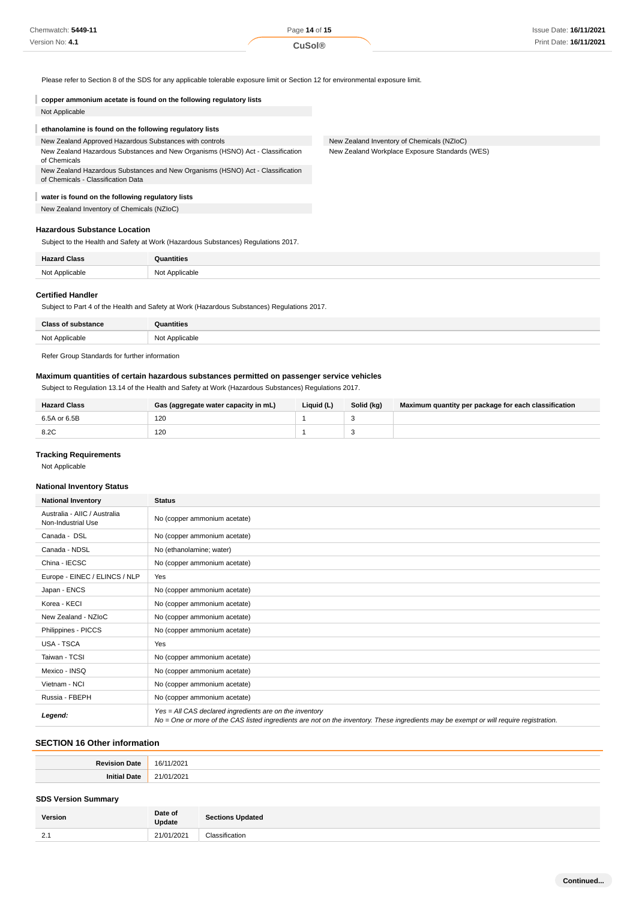Please refer to Section 8 of the SDS for any applicable tolerable exposure limit or Section 12 for environmental exposure limit.

**copper ammonium acetate is found on the following regulatory lists**

Not Applicable

**ethanolamine is found on the following regulatory lists**

- New Zealand Approved Hazardous Substances with controls
- New Zealand Hazardous Substances and New Organisms (HSNO) Act - Classification of Chemicals
- New Zealand Hazardous Substances and New Organisms (HSNO) Act - Classification of Chemicals - Classification Data
- New Zealand Inventory of Chemicals (NZIoC)
- New Zealand Workplace Exposure Standards (WES)

**water is found on the following regulatory lists**

- New Zealand Inventory of Chemicals (NZIoC)

### Hazardous Substance Location

Subject to the Health and Safety at Work (Hazardous Substances) Regulations 2017.

| Hazard Class | Quantities |
|---|---|
| Not Applicable | Not Applicable |

### Certified Handler

Subject to Part 4 of the Health and Safety at Work (Hazardous Substances) Regulations 2017.

| Class of substance | Quantities |
|---|---|
| Not Applicable | Not Applicable |

Refer Group Standards for further information

### Maximum quantities of certain hazardous substances permitted on passenger service vehicles

Subject to Regulation 13.14 of the Health and Safety at Work (Hazardous Substances) Regulations 2017.

| Hazard Class | Gas (aggregate water capacity in mL) | Liquid (L) | Solid (kg) | Maximum quantity per package for each classification |
|---|---|---|---|---|
| 6.5A or 6.5B | 120 | 1 | 3 | |
| 8.2C | 120 | 1 | 3 | |

### Tracking Requirements

Not Applicable

### National Inventory Status

| National Inventory | Status |
|---|---|
| Australia - AIIC / Australia Non-Industrial Use | No (copper ammonium acetate) |
| Canada - DSL | No (copper ammonium acetate) |
| Canada - NDSL | No (ethanolamine; water) |
| China - IECSC | No (copper ammonium acetate) |
| Europe - EINEC / ELINCS / NLP | Yes |
| Japan - ENCS | No (copper ammonium acetate) |
| Korea - KECI | No (copper ammonium acetate) |
| New Zealand - NZIoC | No (copper ammonium acetate) |
| Philippines - PICCS | No (copper ammonium acetate) |
| USA - TSCA | Yes |
| Taiwan - TCSI | No (copper ammonium acetate) |
| Mexico - INSQ | No (copper ammonium acetate) |
| Vietnam - NCI | No (copper ammonium acetate) |
| Russia - FBEPH | No (copper ammonium acetate) |
| ***Legend:*** | *Yes = All CAS declared ingredients are on the inventory*<br>*No = One or more of the CAS listed ingredients are not on the inventory. These ingredients may be exempt or will require registration.* |

## SECTION 16 Other information

| | |
|---|---|
| **Revision Date** | 16/11/2021 |
| **Initial Date** | 21/01/2021 |

### SDS Version Summary

| Version | Date of Update | Sections Updated |
|---|---|---|
| 2.1 | 21/01/2021 | Classification |

Continued...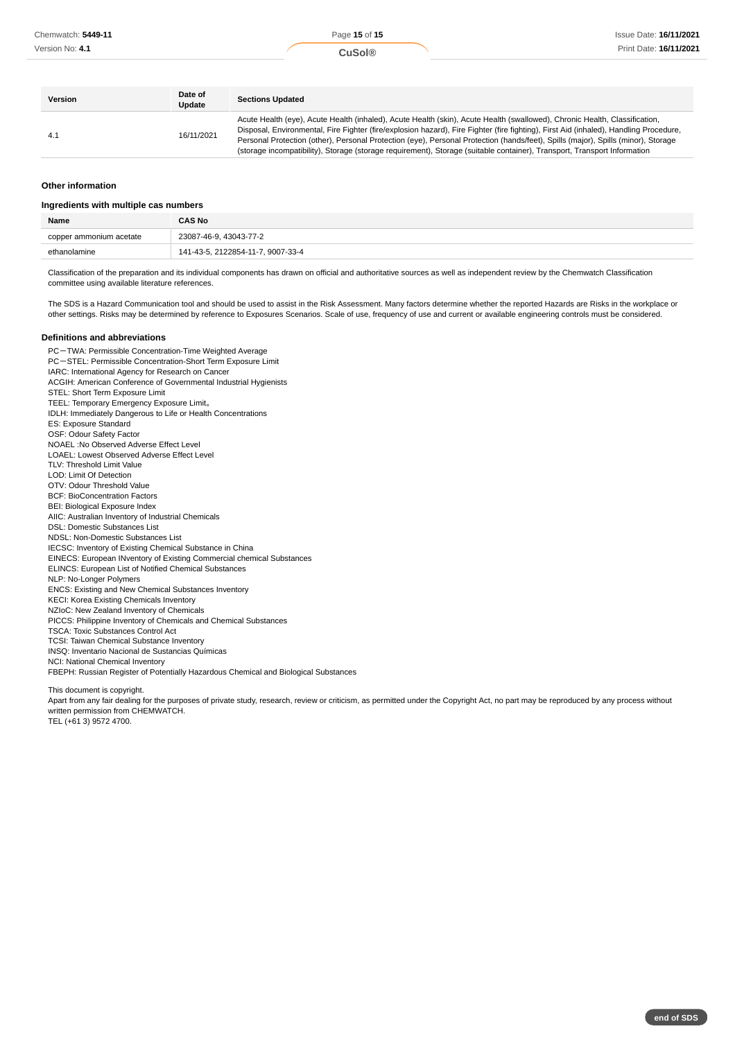| Version | Date of Update | Sections Updated |
| --- | --- | --- |
| 4.1 | 16/11/2021 | Acute Health (eye), Acute Health (inhaled), Acute Health (skin), Acute Health (swallowed), Chronic Health, Classification, Disposal, Environmental, Fire Fighter (fire/explosion hazard), Fire Fighter (fire fighting), First Aid (inhaled), Handling Procedure, Personal Protection (other), Personal Protection (eye), Personal Protection (hands/feet), Spills (major), Spills (minor), Storage (storage incompatibility), Storage (storage requirement), Storage (suitable container), Transport, Transport Information |

### Other information

#### Ingredients with multiple cas numbers

| Name | CAS No |
| --- | --- |
| copper ammonium acetate | 23087-46-9, 43043-77-2 |
| ethanolamine | 141-43-5, 2122854-11-7, 9007-33-4 |

Classification of the preparation and its individual components has drawn on official and authoritative sources as well as independent review by the Chemwatch Classification committee using available literature references.

The SDS is a Hazard Communication tool and should be used to assist in the Risk Assessment. Many factors determine whether the reported Hazards are Risks in the workplace or other settings. Risks may be determined by reference to Exposures Scenarios. Scale of use, frequency of use and current or available engineering controls must be considered.

#### Definitions and abbreviations

PC－TWA: Permissible Concentration-Time Weighted Average
PC－STEL: Permissible Concentration-Short Term Exposure Limit
IARC: International Agency for Research on Cancer
ACGIH: American Conference of Governmental Industrial Hygienists
STEL: Short Term Exposure Limit
TEEL: Temporary Emergency Exposure Limit。
IDLH: Immediately Dangerous to Life or Health Concentrations
ES: Exposure Standard
OSF: Odour Safety Factor
NOAEL :No Observed Adverse Effect Level
LOAEL: Lowest Observed Adverse Effect Level
TLV: Threshold Limit Value
LOD: Limit Of Detection
OTV: Odour Threshold Value
BCF: BioConcentration Factors
BEI: Biological Exposure Index
AIIC: Australian Inventory of Industrial Chemicals
DSL: Domestic Substances List
NDSL: Non-Domestic Substances List
IECSC: Inventory of Existing Chemical Substance in China
EINECS: European INventory of Existing Commercial chemical Substances
ELINCS: European List of Notified Chemical Substances
NLP: No-Longer Polymers
ENCS: Existing and New Chemical Substances Inventory
KECI: Korea Existing Chemicals Inventory
NZIoC: New Zealand Inventory of Chemicals
PICCS: Philippine Inventory of Chemicals and Chemical Substances
TSCA: Toxic Substances Control Act
TCSI: Taiwan Chemical Substance Inventory
INSQ: Inventario Nacional de Sustancias Químicas
NCI: National Chemical Inventory
FBEPH: Russian Register of Potentially Hazardous Chemical and Biological Substances

This document is copyright.
Apart from any fair dealing for the purposes of private study, research, review or criticism, as permitted under the Copyright Act, no part may be reproduced by any process without written permission from CHEMWATCH.
TEL (+61 3) 9572 4700.

end of SDS